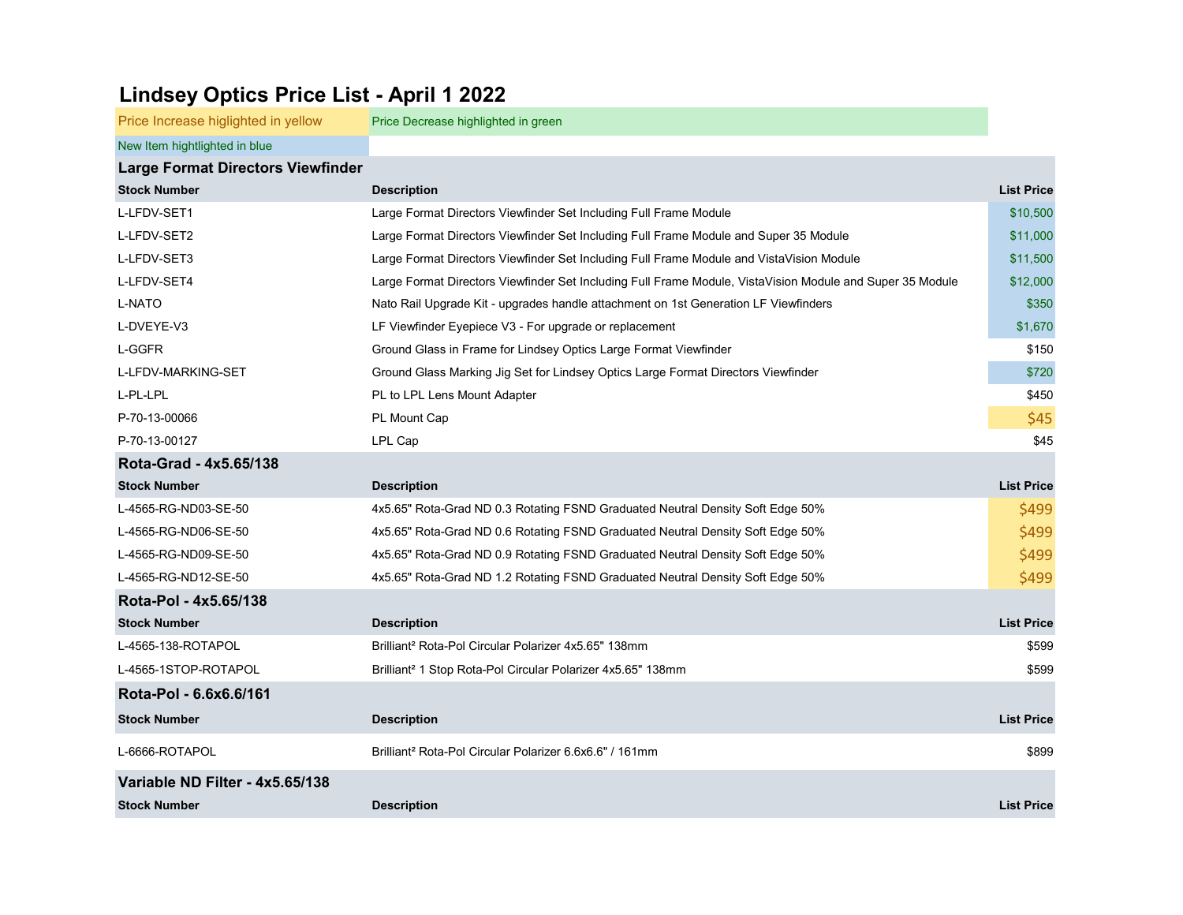# Lindsey Optics Price List - April 1 2022

Price Increase higlighted in yellow | Price Decrease highlighted in green

New Item hightlighted in blue

## Large Format Directors Viewfinder

| Stock Number | Description | List Price |
|---|---|---|
| L-LFDV-SET1 | Large Format Directors Viewfinder Set Including Full Frame Module | $10,500 |
| L-LFDV-SET2 | Large Format Directors Viewfinder Set Including Full Frame Module and Super 35 Module | $11,000 |
| L-LFDV-SET3 | Large Format Directors Viewfinder Set Including Full Frame Module and VistaVision Module | $11,500 |
| L-LFDV-SET4 | Large Format Directors Viewfinder Set Including Full Frame Module, VistaVision Module and Super 35 Module | $12,000 |
| L-NATO | Nato Rail Upgrade Kit - upgrades handle attachment on 1st Generation LF Viewfinders | $350 |
| L-DVEYE-V3 | LF Viewfinder Eyepiece V3 - For upgrade or replacement | $1,670 |
| L-GGFR | Ground Glass in Frame for Lindsey Optics Large Format Viewfinder | $150 |
| L-LFDV-MARKING-SET | Ground Glass Marking Jig Set for Lindsey Optics Large Format Directors Viewfinder | $720 |
| L-PL-LPL | PL to LPL Lens Mount Adapter | $450 |
| P-70-13-00066 | PL Mount Cap | $45 |
| P-70-13-00127 | LPL Cap | $45 |

## Rota-Grad - 4x5.65/138

| Stock Number | Description | List Price |
|---|---|---|
| L-4565-RG-ND03-SE-50 | 4x5.65" Rota-Grad ND 0.3 Rotating FSND Graduated Neutral Density Soft Edge 50% | $499 |
| L-4565-RG-ND06-SE-50 | 4x5.65" Rota-Grad ND 0.6 Rotating FSND Graduated Neutral Density Soft Edge 50% | $499 |
| L-4565-RG-ND09-SE-50 | 4x5.65" Rota-Grad ND 0.9 Rotating FSND Graduated Neutral Density Soft Edge 50% | $499 |
| L-4565-RG-ND12-SE-50 | 4x5.65" Rota-Grad ND 1.2 Rotating FSND Graduated Neutral Density Soft Edge 50% | $499 |

## Rota-Pol - 4x5.65/138

| Stock Number | Description | List Price |
|---|---|---|
| L-4565-138-ROTAPOL | Brilliant² Rota-Pol Circular Polarizer 4x5.65" 138mm | $599 |
| L-4565-1STOP-ROTAPOL | Brilliant² 1 Stop Rota-Pol Circular Polarizer 4x5.65" 138mm | $599 |

## Rota-Pol - 6.6x6.6/161

| Stock Number | Description | List Price |
|---|---|---|
| L-6666-ROTAPOL | Brilliant² Rota-Pol Circular Polarizer 6.6x6.6" / 161mm | $899 |

## Variable ND Filter - 4x5.65/138

| Stock Number | Description | List Price |
|---|---|---|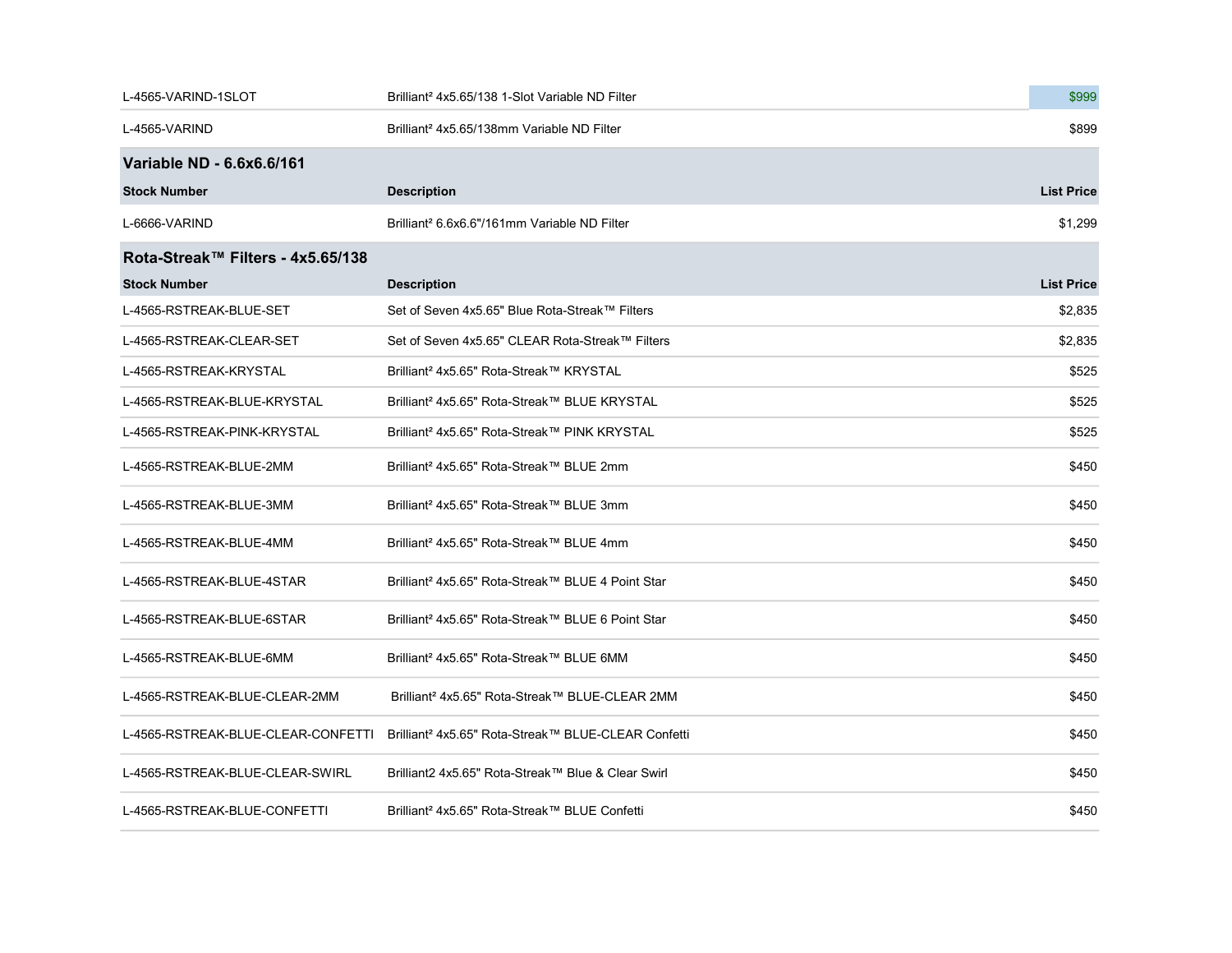| | | |
|---|---|---|
| L-4565-VARIND-1SLOT | Brilliant² 4x5.65/138 1-Slot Variable ND Filter | $999 |
| L-4565-VARIND | Brilliant² 4x5.65/138mm Variable ND Filter | $899 |

## Variable ND - 6.6x6.6/161

| Stock Number | Description | List Price |
|---|---|---|
| L-6666-VARIND | Brilliant² 6.6x6.6"/161mm Variable ND Filter | $1,299 |

## Rota-Streak™ Filters - 4x5.65/138

| Stock Number | Description | List Price |
|---|---|---|
| L-4565-RSTREAK-BLUE-SET | Set of Seven 4x5.65" Blue Rota-Streak™ Filters | $2,835 |
| L-4565-RSTREAK-CLEAR-SET | Set of Seven 4x5.65" CLEAR Rota-Streak™ Filters | $2,835 |
| L-4565-RSTREAK-KRYSTAL | Brilliant² 4x5.65" Rota-Streak™ KRYSTAL | $525 |
| L-4565-RSTREAK-BLUE-KRYSTAL | Brilliant² 4x5.65" Rota-Streak™ BLUE KRYSTAL | $525 |
| L-4565-RSTREAK-PINK-KRYSTAL | Brilliant² 4x5.65" Rota-Streak™ PINK KRYSTAL | $525 |
| L-4565-RSTREAK-BLUE-2MM | Brilliant² 4x5.65" Rota-Streak™ BLUE 2mm | $450 |
| L-4565-RSTREAK-BLUE-3MM | Brilliant² 4x5.65" Rota-Streak™ BLUE 3mm | $450 |
| L-4565-RSTREAK-BLUE-4MM | Brilliant² 4x5.65" Rota-Streak™ BLUE 4mm | $450 |
| L-4565-RSTREAK-BLUE-4STAR | Brilliant² 4x5.65" Rota-Streak™ BLUE 4 Point Star | $450 |
| L-4565-RSTREAK-BLUE-6STAR | Brilliant² 4x5.65" Rota-Streak™ BLUE 6 Point Star | $450 |
| L-4565-RSTREAK-BLUE-6MM | Brilliant² 4x5.65" Rota-Streak™ BLUE 6MM | $450 |
| L-4565-RSTREAK-BLUE-CLEAR-2MM | Brilliant² 4x5.65" Rota-Streak™ BLUE-CLEAR 2MM | $450 |
| L-4565-RSTREAK-BLUE-CLEAR-CONFETTI | Brilliant² 4x5.65" Rota-Streak™ BLUE-CLEAR Confetti | $450 |
| L-4565-RSTREAK-BLUE-CLEAR-SWIRL | Brilliant2 4x5.65" Rota-Streak™ Blue & Clear Swirl | $450 |
| L-4565-RSTREAK-BLUE-CONFETTI | Brilliant² 4x5.65" Rota-Streak™ BLUE Confetti | $450 |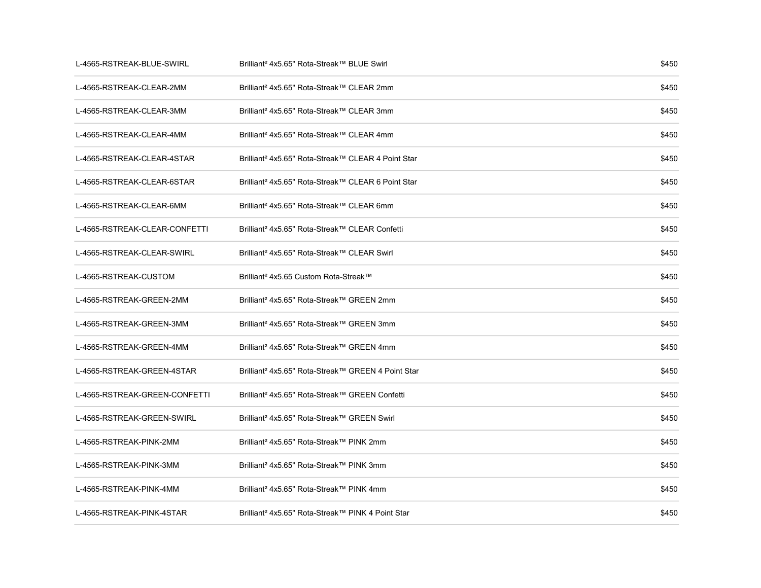| | | |
|---|---|---|
| L-4565-RSTREAK-BLUE-SWIRL | Brilliant² 4x5.65" Rota-Streak™ BLUE Swirl | $450 |
| L-4565-RSTREAK-CLEAR-2MM | Brilliant² 4x5.65" Rota-Streak™ CLEAR 2mm | $450 |
| L-4565-RSTREAK-CLEAR-3MM | Brilliant² 4x5.65" Rota-Streak™ CLEAR 3mm | $450 |
| L-4565-RSTREAK-CLEAR-4MM | Brilliant² 4x5.65" Rota-Streak™ CLEAR 4mm | $450 |
| L-4565-RSTREAK-CLEAR-4STAR | Brilliant² 4x5.65" Rota-Streak™ CLEAR 4 Point Star | $450 |
| L-4565-RSTREAK-CLEAR-6STAR | Brilliant² 4x5.65" Rota-Streak™ CLEAR 6 Point Star | $450 |
| L-4565-RSTREAK-CLEAR-6MM | Brilliant² 4x5.65" Rota-Streak™ CLEAR 6mm | $450 |
| L-4565-RSTREAK-CLEAR-CONFETTI | Brilliant² 4x5.65" Rota-Streak™ CLEAR Confetti | $450 |
| L-4565-RSTREAK-CLEAR-SWIRL | Brilliant² 4x5.65" Rota-Streak™ CLEAR Swirl | $450 |
| L-4565-RSTREAK-CUSTOM | Brilliant² 4x5.65 Custom Rota-Streak™ | $450 |
| L-4565-RSTREAK-GREEN-2MM | Brilliant² 4x5.65" Rota-Streak™ GREEN 2mm | $450 |
| L-4565-RSTREAK-GREEN-3MM | Brilliant² 4x5.65" Rota-Streak™ GREEN 3mm | $450 |
| L-4565-RSTREAK-GREEN-4MM | Brilliant² 4x5.65" Rota-Streak™ GREEN 4mm | $450 |
| L-4565-RSTREAK-GREEN-4STAR | Brilliant² 4x5.65" Rota-Streak™ GREEN 4 Point Star | $450 |
| L-4565-RSTREAK-GREEN-CONFETTI | Brilliant² 4x5.65" Rota-Streak™ GREEN Confetti | $450 |
| L-4565-RSTREAK-GREEN-SWIRL | Brilliant² 4x5.65" Rota-Streak™ GREEN Swirl | $450 |
| L-4565-RSTREAK-PINK-2MM | Brilliant² 4x5.65" Rota-Streak™ PINK 2mm | $450 |
| L-4565-RSTREAK-PINK-3MM | Brilliant² 4x5.65" Rota-Streak™ PINK 3mm | $450 |
| L-4565-RSTREAK-PINK-4MM | Brilliant² 4x5.65" Rota-Streak™ PINK 4mm | $450 |
| L-4565-RSTREAK-PINK-4STAR | Brilliant² 4x5.65" Rota-Streak™ PINK 4 Point Star | $450 |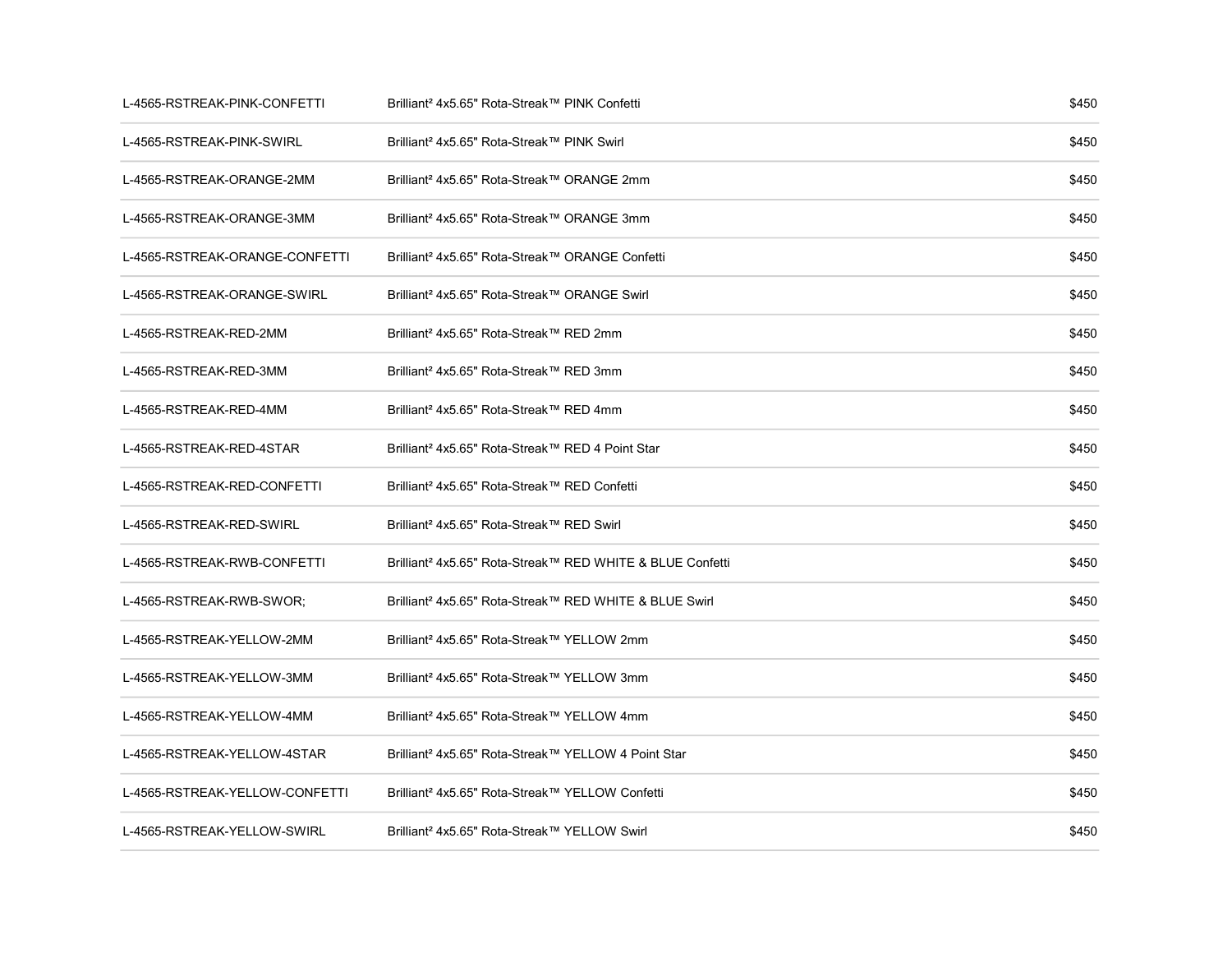| | | |
|---|---|---|
| L-4565-RSTREAK-PINK-CONFETTI | Brilliant² 4x5.65" Rota-Streak™ PINK Confetti | $450 |
| L-4565-RSTREAK-PINK-SWIRL | Brilliant² 4x5.65" Rota-Streak™ PINK Swirl | $450 |
| L-4565-RSTREAK-ORANGE-2MM | Brilliant² 4x5.65" Rota-Streak™ ORANGE 2mm | $450 |
| L-4565-RSTREAK-ORANGE-3MM | Brilliant² 4x5.65" Rota-Streak™ ORANGE 3mm | $450 |
| L-4565-RSTREAK-ORANGE-CONFETTI | Brilliant² 4x5.65" Rota-Streak™ ORANGE Confetti | $450 |
| L-4565-RSTREAK-ORANGE-SWIRL | Brilliant² 4x5.65" Rota-Streak™ ORANGE Swirl | $450 |
| L-4565-RSTREAK-RED-2MM | Brilliant² 4x5.65" Rota-Streak™ RED 2mm | $450 |
| L-4565-RSTREAK-RED-3MM | Brilliant² 4x5.65" Rota-Streak™ RED 3mm | $450 |
| L-4565-RSTREAK-RED-4MM | Brilliant² 4x5.65" Rota-Streak™ RED 4mm | $450 |
| L-4565-RSTREAK-RED-4STAR | Brilliant² 4x5.65" Rota-Streak™ RED 4 Point Star | $450 |
| L-4565-RSTREAK-RED-CONFETTI | Brilliant² 4x5.65" Rota-Streak™ RED Confetti | $450 |
| L-4565-RSTREAK-RED-SWIRL | Brilliant² 4x5.65" Rota-Streak™ RED Swirl | $450 |
| L-4565-RSTREAK-RWB-CONFETTI | Brilliant² 4x5.65" Rota-Streak™ RED WHITE & BLUE Confetti | $450 |
| L-4565-RSTREAK-RWB-SWOR; | Brilliant² 4x5.65" Rota-Streak™ RED WHITE & BLUE Swirl | $450 |
| L-4565-RSTREAK-YELLOW-2MM | Brilliant² 4x5.65" Rota-Streak™ YELLOW 2mm | $450 |
| L-4565-RSTREAK-YELLOW-3MM | Brilliant² 4x5.65" Rota-Streak™ YELLOW 3mm | $450 |
| L-4565-RSTREAK-YELLOW-4MM | Brilliant² 4x5.65" Rota-Streak™ YELLOW 4mm | $450 |
| L-4565-RSTREAK-YELLOW-4STAR | Brilliant² 4x5.65" Rota-Streak™ YELLOW 4 Point Star | $450 |
| L-4565-RSTREAK-YELLOW-CONFETTI | Brilliant² 4x5.65" Rota-Streak™ YELLOW Confetti | $450 |
| L-4565-RSTREAK-YELLOW-SWIRL | Brilliant² 4x5.65" Rota-Streak™ YELLOW Swirl | $450 |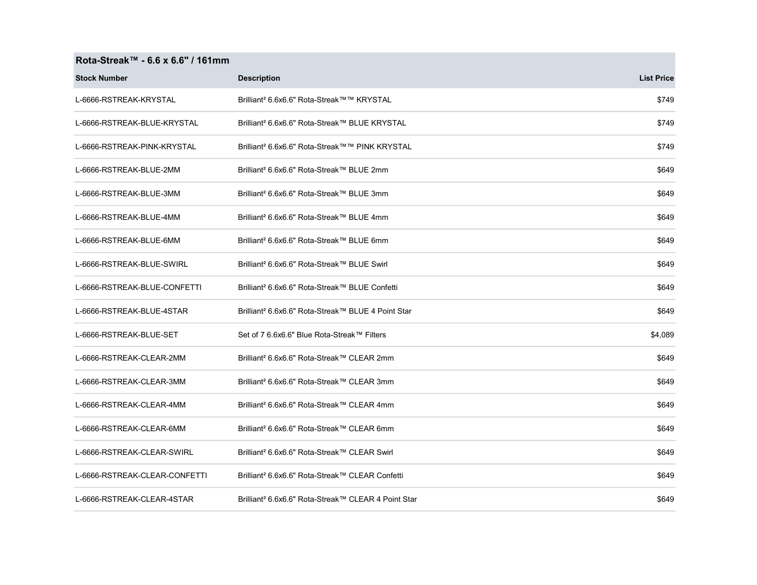## Rota-Streak™ - 6.6 x 6.6" / 161mm

| Stock Number | Description | List Price |
|---|---|---|
| L-6666-RSTREAK-KRYSTAL | Brilliant² 6.6x6.6" Rota-Streak™™ KRYSTAL | $749 |
| L-6666-RSTREAK-BLUE-KRYSTAL | Brilliant² 6.6x6.6" Rota-Streak™ BLUE KRYSTAL | $749 |
| L-6666-RSTREAK-PINK-KRYSTAL | Brilliant² 6.6x6.6" Rota-Streak™™ PINK KRYSTAL | $749 |
| L-6666-RSTREAK-BLUE-2MM | Brilliant² 6.6x6.6" Rota-Streak™ BLUE 2mm | $649 |
| L-6666-RSTREAK-BLUE-3MM | Brilliant² 6.6x6.6" Rota-Streak™ BLUE 3mm | $649 |
| L-6666-RSTREAK-BLUE-4MM | Brilliant² 6.6x6.6" Rota-Streak™ BLUE 4mm | $649 |
| L-6666-RSTREAK-BLUE-6MM | Brilliant² 6.6x6.6" Rota-Streak™ BLUE 6mm | $649 |
| L-6666-RSTREAK-BLUE-SWIRL | Brilliant² 6.6x6.6" Rota-Streak™ BLUE Swirl | $649 |
| L-6666-RSTREAK-BLUE-CONFETTI | Brilliant² 6.6x6.6" Rota-Streak™ BLUE Confetti | $649 |
| L-6666-RSTREAK-BLUE-4STAR | Brilliant² 6.6x6.6" Rota-Streak™ BLUE 4 Point Star | $649 |
| L-6666-RSTREAK-BLUE-SET | Set of 7 6.6x6.6" Blue Rota-Streak™ Filters | $4,089 |
| L-6666-RSTREAK-CLEAR-2MM | Brilliant² 6.6x6.6" Rota-Streak™ CLEAR 2mm | $649 |
| L-6666-RSTREAK-CLEAR-3MM | Brilliant² 6.6x6.6" Rota-Streak™ CLEAR 3mm | $649 |
| L-6666-RSTREAK-CLEAR-4MM | Brilliant² 6.6x6.6" Rota-Streak™ CLEAR 4mm | $649 |
| L-6666-RSTREAK-CLEAR-6MM | Brilliant² 6.6x6.6" Rota-Streak™ CLEAR 6mm | $649 |
| L-6666-RSTREAK-CLEAR-SWIRL | Brilliant² 6.6x6.6" Rota-Streak™ CLEAR Swirl | $649 |
| L-6666-RSTREAK-CLEAR-CONFETTI | Brilliant² 6.6x6.6" Rota-Streak™ CLEAR Confetti | $649 |
| L-6666-RSTREAK-CLEAR-4STAR | Brilliant² 6.6x6.6" Rota-Streak™ CLEAR 4 Point Star | $649 |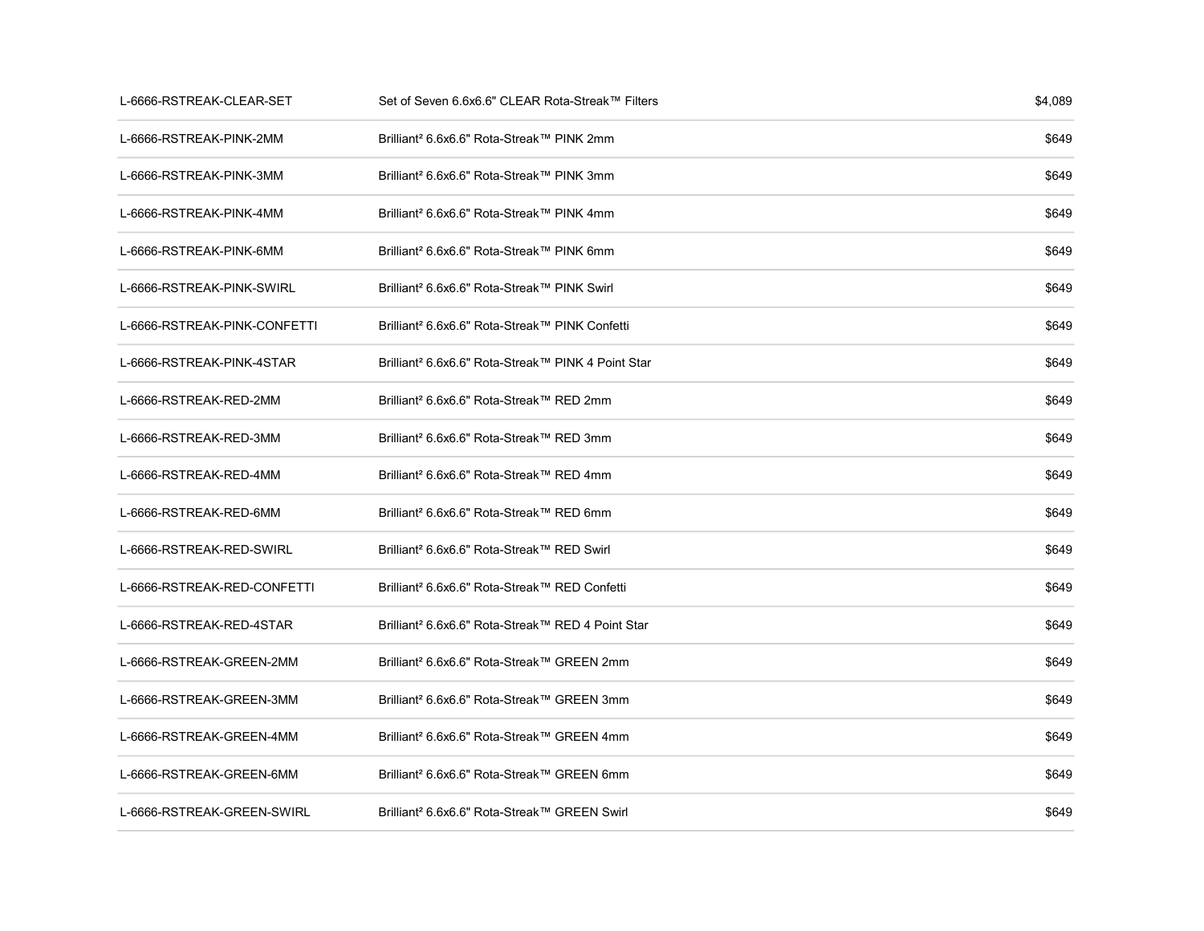| | | |
|---|---|---|
| L-6666-RSTREAK-CLEAR-SET | Set of Seven 6.6x6.6" CLEAR Rota-Streak™ Filters | $4,089 |
| L-6666-RSTREAK-PINK-2MM | Brilliant² 6.6x6.6" Rota-Streak™ PINK 2mm | $649 |
| L-6666-RSTREAK-PINK-3MM | Brilliant² 6.6x6.6" Rota-Streak™ PINK 3mm | $649 |
| L-6666-RSTREAK-PINK-4MM | Brilliant² 6.6x6.6" Rota-Streak™ PINK 4mm | $649 |
| L-6666-RSTREAK-PINK-6MM | Brilliant² 6.6x6.6" Rota-Streak™ PINK 6mm | $649 |
| L-6666-RSTREAK-PINK-SWIRL | Brilliant² 6.6x6.6" Rota-Streak™ PINK Swirl | $649 |
| L-6666-RSTREAK-PINK-CONFETTI | Brilliant² 6.6x6.6" Rota-Streak™ PINK Confetti | $649 |
| L-6666-RSTREAK-PINK-4STAR | Brilliant² 6.6x6.6" Rota-Streak™ PINK 4 Point Star | $649 |
| L-6666-RSTREAK-RED-2MM | Brilliant² 6.6x6.6" Rota-Streak™ RED 2mm | $649 |
| L-6666-RSTREAK-RED-3MM | Brilliant² 6.6x6.6" Rota-Streak™ RED 3mm | $649 |
| L-6666-RSTREAK-RED-4MM | Brilliant² 6.6x6.6" Rota-Streak™ RED 4mm | $649 |
| L-6666-RSTREAK-RED-6MM | Brilliant² 6.6x6.6" Rota-Streak™ RED 6mm | $649 |
| L-6666-RSTREAK-RED-SWIRL | Brilliant² 6.6x6.6" Rota-Streak™ RED Swirl | $649 |
| L-6666-RSTREAK-RED-CONFETTI | Brilliant² 6.6x6.6" Rota-Streak™ RED Confetti | $649 |
| L-6666-RSTREAK-RED-4STAR | Brilliant² 6.6x6.6" Rota-Streak™ RED 4 Point Star | $649 |
| L-6666-RSTREAK-GREEN-2MM | Brilliant² 6.6x6.6" Rota-Streak™ GREEN 2mm | $649 |
| L-6666-RSTREAK-GREEN-3MM | Brilliant² 6.6x6.6" Rota-Streak™ GREEN 3mm | $649 |
| L-6666-RSTREAK-GREEN-4MM | Brilliant² 6.6x6.6" Rota-Streak™ GREEN 4mm | $649 |
| L-6666-RSTREAK-GREEN-6MM | Brilliant² 6.6x6.6" Rota-Streak™ GREEN 6mm | $649 |
| L-6666-RSTREAK-GREEN-SWIRL | Brilliant² 6.6x6.6" Rota-Streak™ GREEN Swirl | $649 |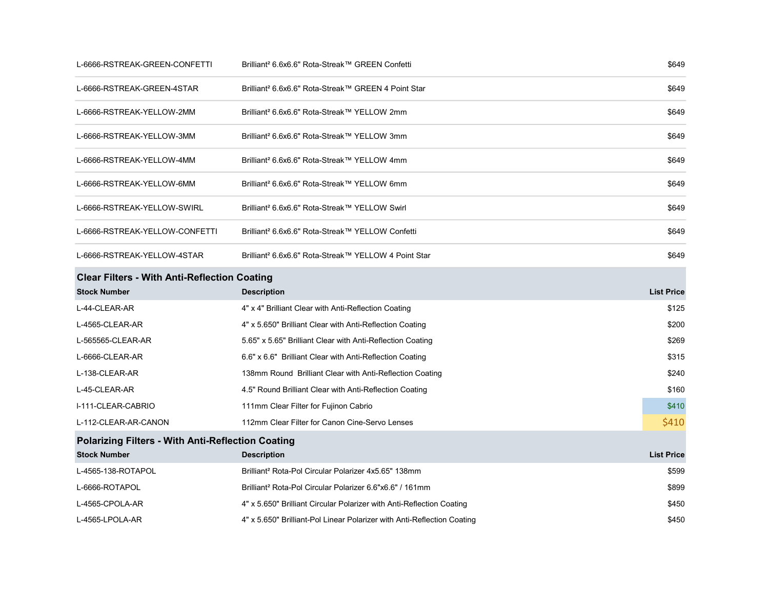| | | |
|---|---|---|
| L-6666-RSTREAK-GREEN-CONFETTI | Brilliant² 6.6x6.6" Rota-Streak™ GREEN Confetti | $649 |
| L-6666-RSTREAK-GREEN-4STAR | Brilliant² 6.6x6.6" Rota-Streak™ GREEN 4 Point Star | $649 |
| L-6666-RSTREAK-YELLOW-2MM | Brilliant² 6.6x6.6" Rota-Streak™ YELLOW 2mm | $649 |
| L-6666-RSTREAK-YELLOW-3MM | Brilliant² 6.6x6.6" Rota-Streak™ YELLOW 3mm | $649 |
| L-6666-RSTREAK-YELLOW-4MM | Brilliant² 6.6x6.6" Rota-Streak™ YELLOW 4mm | $649 |
| L-6666-RSTREAK-YELLOW-6MM | Brilliant² 6.6x6.6" Rota-Streak™ YELLOW 6mm | $649 |
| L-6666-RSTREAK-YELLOW-SWIRL | Brilliant² 6.6x6.6" Rota-Streak™ YELLOW Swirl | $649 |
| L-6666-RSTREAK-YELLOW-CONFETTI | Brilliant² 6.6x6.6" Rota-Streak™ YELLOW Confetti | $649 |
| L-6666-RSTREAK-YELLOW-4STAR | Brilliant² 6.6x6.6" Rota-Streak™ YELLOW 4 Point Star | $649 |

## Clear Filters - With Anti-Reflection Coating

| Stock Number | Description | List Price |
|---|---|---|
| L-44-CLEAR-AR | 4" x 4" Brilliant Clear with Anti-Reflection Coating | $125 |
| L-4565-CLEAR-AR | 4" x 5.650" Brilliant Clear with Anti-Reflection Coating | $200 |
| L-565565-CLEAR-AR | 5.65" x 5.65" Brilliant Clear with Anti-Reflection Coating | $269 |
| L-6666-CLEAR-AR | 6.6" x 6.6" Brilliant Clear with Anti-Reflection Coating | $315 |
| L-138-CLEAR-AR | 138mm Round Brilliant Clear with Anti-Reflection Coating | $240 |
| L-45-CLEAR-AR | 4.5" Round Brilliant Clear with Anti-Reflection Coating | $160 |
| l-111-CLEAR-CABRIO | 111mm Clear Filter for Fujinon Cabrio | $410 |
| L-112-CLEAR-AR-CANON | 112mm Clear Filter for Canon Cine-Servo Lenses | $410 |

## Polarizing Filters - With Anti-Reflection Coating

| Stock Number | Description | List Price |
|---|---|---|
| L-4565-138-ROTAPOL | Brilliant² Rota-Pol Circular Polarizer 4x5.65" 138mm | $599 |
| L-6666-ROTAPOL | Brilliant² Rota-Pol Circular Polarizer 6.6"x6.6" / 161mm | $899 |
| L-4565-CPOLA-AR | 4" x 5.650" Brilliant Circular Polarizer with Anti-Reflection Coating | $450 |
| L-4565-LPOLA-AR | 4" x 5.650" Brilliant-Pol Linear Polarizer with Anti-Reflection Coating | $450 |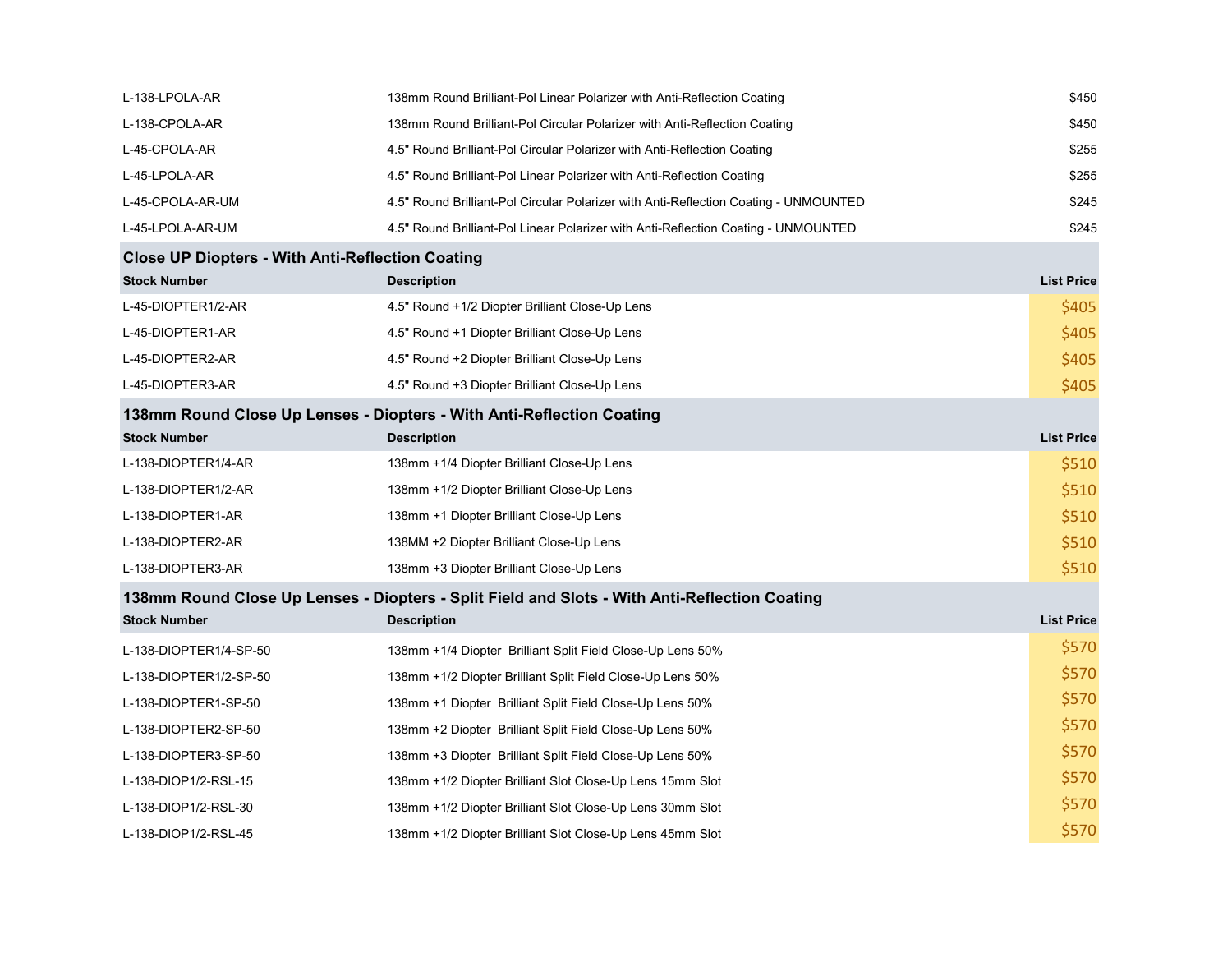| | | |
|---|---|---|
| L-138-LPOLA-AR | 138mm Round Brilliant-Pol Linear Polarizer with Anti-Reflection Coating | $450 |
| L-138-CPOLA-AR | 138mm Round Brilliant-Pol Circular Polarizer with Anti-Reflection Coating | $450 |
| L-45-CPOLA-AR | 4.5" Round Brilliant-Pol Circular Polarizer with Anti-Reflection Coating | $255 |
| L-45-LPOLA-AR | 4.5" Round Brilliant-Pol Linear Polarizer with Anti-Reflection Coating | $255 |
| L-45-CPOLA-AR-UM | 4.5" Round Brilliant-Pol Circular Polarizer with Anti-Reflection Coating - UNMOUNTED | $245 |
| L-45-LPOLA-AR-UM | 4.5" Round Brilliant-Pol Linear Polarizer with Anti-Reflection Coating - UNMOUNTED | $245 |

## Close UP Diopters - With Anti-Reflection Coating

| Stock Number | Description | List Price |
|---|---|---|
| L-45-DIOPTER1/2-AR | 4.5" Round +1/2 Diopter Brilliant Close-Up Lens | $405 |
| L-45-DIOPTER1-AR | 4.5" Round +1 Diopter Brilliant Close-Up Lens | $405 |
| L-45-DIOPTER2-AR | 4.5" Round +2 Diopter Brilliant Close-Up Lens | $405 |
| L-45-DIOPTER3-AR | 4.5" Round +3 Diopter Brilliant Close-Up Lens | $405 |

## 138mm Round Close Up Lenses - Diopters - With Anti-Reflection Coating

| Stock Number | Description | List Price |
|---|---|---|
| L-138-DIOPTER1/4-AR | 138mm +1/4 Diopter Brilliant Close-Up Lens | $510 |
| L-138-DIOPTER1/2-AR | 138mm +1/2 Diopter Brilliant Close-Up Lens | $510 |
| L-138-DIOPTER1-AR | 138mm +1 Diopter Brilliant Close-Up Lens | $510 |
| L-138-DIOPTER2-AR | 138MM +2 Diopter Brilliant Close-Up Lens | $510 |
| L-138-DIOPTER3-AR | 138mm +3 Diopter Brilliant Close-Up Lens | $510 |

## 138mm Round Close Up Lenses - Diopters - Split Field and Slots - With Anti-Reflection Coating

| Stock Number | Description | List Price |
|---|---|---|
| L-138-DIOPTER1/4-SP-50 | 138mm +1/4 Diopter Brilliant Split Field Close-Up Lens 50% | $570 |
| L-138-DIOPTER1/2-SP-50 | 138mm +1/2 Diopter Brilliant Split Field Close-Up Lens 50% | $570 |
| L-138-DIOPTER1-SP-50 | 138mm +1 Diopter Brilliant Split Field Close-Up Lens 50% | $570 |
| L-138-DIOPTER2-SP-50 | 138mm +2 Diopter Brilliant Split Field Close-Up Lens 50% | $570 |
| L-138-DIOPTER3-SP-50 | 138mm +3 Diopter Brilliant Split Field Close-Up Lens 50% | $570 |
| L-138-DIOP1/2-RSL-15 | 138mm +1/2 Diopter Brilliant Slot Close-Up Lens 15mm Slot | $570 |
| L-138-DIOP1/2-RSL-30 | 138mm +1/2 Diopter Brilliant Slot Close-Up Lens 30mm Slot | $570 |
| L-138-DIOP1/2-RSL-45 | 138mm +1/2 Diopter Brilliant Slot Close-Up Lens 45mm Slot | $570 |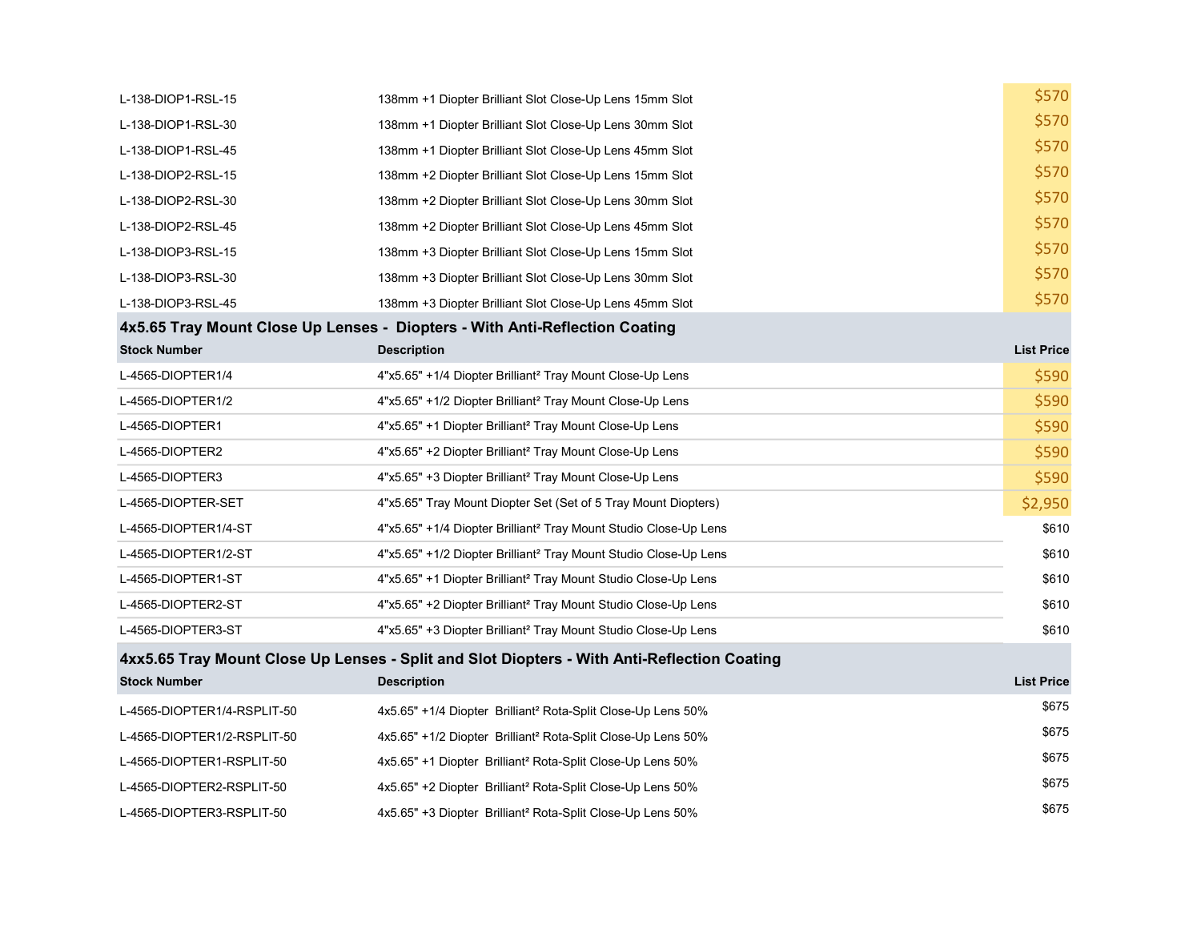| | | |
|---|---|---|
| L-138-DIOP1-RSL-15 | 138mm +1 Diopter Brilliant Slot Close-Up Lens 15mm Slot | $570 |
| L-138-DIOP1-RSL-30 | 138mm +1 Diopter Brilliant Slot Close-Up Lens 30mm Slot | $570 |
| L-138-DIOP1-RSL-45 | 138mm +1 Diopter Brilliant Slot Close-Up Lens 45mm Slot | $570 |
| L-138-DIOP2-RSL-15 | 138mm +2 Diopter Brilliant Slot Close-Up Lens 15mm Slot | $570 |
| L-138-DIOP2-RSL-30 | 138mm +2 Diopter Brilliant Slot Close-Up Lens 30mm Slot | $570 |
| L-138-DIOP2-RSL-45 | 138mm +2 Diopter Brilliant Slot Close-Up Lens 45mm Slot | $570 |
| L-138-DIOP3-RSL-15 | 138mm +3 Diopter Brilliant Slot Close-Up Lens 15mm Slot | $570 |
| L-138-DIOP3-RSL-30 | 138mm +3 Diopter Brilliant Slot Close-Up Lens 30mm Slot | $570 |
| L-138-DIOP3-RSL-45 | 138mm +3 Diopter Brilliant Slot Close-Up Lens 45mm Slot | $570 |

## 4x5.65 Tray Mount Close Up Lenses - Diopters - With Anti-Reflection Coating

| Stock Number | Description | List Price |
|---|---|---|
| L-4565-DIOPTER1/4 | 4"x5.65" +1/4 Diopter Brilliant² Tray Mount Close-Up Lens | $590 |
| L-4565-DIOPTER1/2 | 4"x5.65" +1/2 Diopter Brilliant² Tray Mount Close-Up Lens | $590 |
| L-4565-DIOPTER1 | 4"x5.65" +1 Diopter Brilliant² Tray Mount Close-Up Lens | $590 |
| L-4565-DIOPTER2 | 4"x5.65" +2 Diopter Brilliant² Tray Mount Close-Up Lens | $590 |
| L-4565-DIOPTER3 | 4"x5.65" +3 Diopter Brilliant² Tray Mount Close-Up Lens | $590 |
| L-4565-DIOPTER-SET | 4"x5.65" Tray Mount Diopter Set (Set of 5 Tray Mount Diopters) | $2,950 |
| L-4565-DIOPTER1/4-ST | 4"x5.65" +1/4 Diopter Brilliant² Tray Mount Studio Close-Up Lens | $610 |
| L-4565-DIOPTER1/2-ST | 4"x5.65" +1/2 Diopter Brilliant² Tray Mount Studio Close-Up Lens | $610 |
| L-4565-DIOPTER1-ST | 4"x5.65" +1 Diopter Brilliant² Tray Mount Studio Close-Up Lens | $610 |
| L-4565-DIOPTER2-ST | 4"x5.65" +2 Diopter Brilliant² Tray Mount Studio Close-Up Lens | $610 |
| L-4565-DIOPTER3-ST | 4"x5.65" +3 Diopter Brilliant² Tray Mount Studio Close-Up Lens | $610 |

## 4xx5.65 Tray Mount Close Up Lenses - Split and Slot Diopters - With Anti-Reflection Coating

| Stock Number | Description | List Price |
|---|---|---|
| L-4565-DIOPTER1/4-RSPLIT-50 | 4x5.65" +1/4 Diopter Brilliant² Rota-Split Close-Up Lens 50% | $675 |
| L-4565-DIOPTER1/2-RSPLIT-50 | 4x5.65" +1/2 Diopter Brilliant² Rota-Split Close-Up Lens 50% | $675 |
| L-4565-DIOPTER1-RSPLIT-50 | 4x5.65" +1 Diopter Brilliant² Rota-Split Close-Up Lens 50% | $675 |
| L-4565-DIOPTER2-RSPLIT-50 | 4x5.65" +2 Diopter Brilliant² Rota-Split Close-Up Lens 50% | $675 |
| L-4565-DIOPTER3-RSPLIT-50 | 4x5.65" +3 Diopter Brilliant² Rota-Split Close-Up Lens 50% | $675 |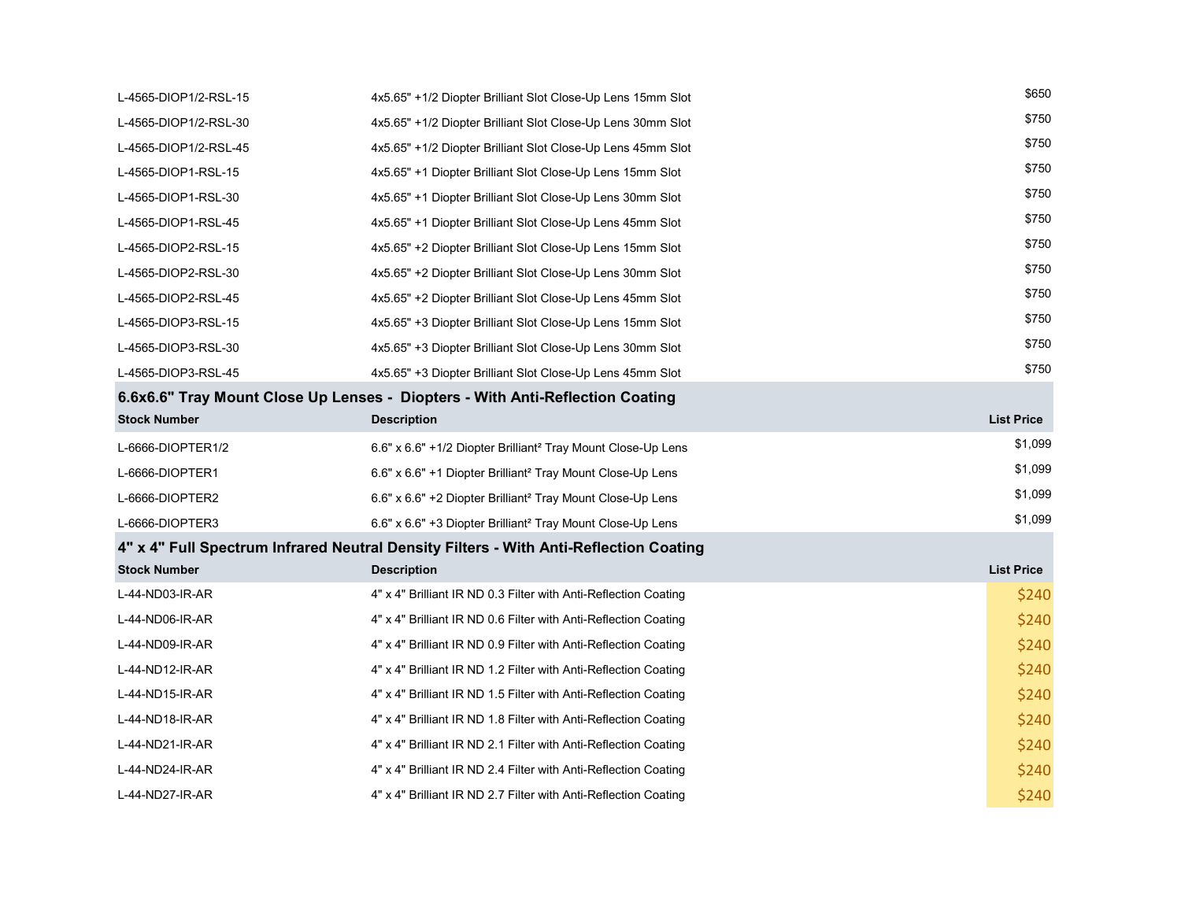| | | |
|---|---|---|
| L-4565-DIOP1/2-RSL-15 | 4x5.65" +1/2 Diopter Brilliant Slot Close-Up Lens 15mm Slot | $650 |
| L-4565-DIOP1/2-RSL-30 | 4x5.65" +1/2 Diopter Brilliant Slot Close-Up Lens 30mm Slot | $750 |
| L-4565-DIOP1/2-RSL-45 | 4x5.65" +1/2 Diopter Brilliant Slot Close-Up Lens 45mm Slot | $750 |
| L-4565-DIOP1-RSL-15 | 4x5.65" +1 Diopter Brilliant Slot Close-Up Lens 15mm Slot | $750 |
| L-4565-DIOP1-RSL-30 | 4x5.65" +1 Diopter Brilliant Slot Close-Up Lens 30mm Slot | $750 |
| L-4565-DIOP1-RSL-45 | 4x5.65" +1 Diopter Brilliant Slot Close-Up Lens 45mm Slot | $750 |
| L-4565-DIOP2-RSL-15 | 4x5.65" +2 Diopter Brilliant Slot Close-Up Lens 15mm Slot | $750 |
| L-4565-DIOP2-RSL-30 | 4x5.65" +2 Diopter Brilliant Slot Close-Up Lens 30mm Slot | $750 |
| L-4565-DIOP2-RSL-45 | 4x5.65" +2 Diopter Brilliant Slot Close-Up Lens 45mm Slot | $750 |
| L-4565-DIOP3-RSL-15 | 4x5.65" +3 Diopter Brilliant Slot Close-Up Lens 15mm Slot | $750 |
| L-4565-DIOP3-RSL-30 | 4x5.65" +3 Diopter Brilliant Slot Close-Up Lens 30mm Slot | $750 |
| L-4565-DIOP3-RSL-45 | 4x5.65" +3 Diopter Brilliant Slot Close-Up Lens 45mm Slot | $750 |

## 6.6x6.6" Tray Mount Close Up Lenses - Diopters - With Anti-Reflection Coating

| Stock Number | Description | List Price |
|---|---|---|
| L-6666-DIOPTER1/2 | 6.6" x 6.6" +1/2 Diopter Brilliant² Tray Mount Close-Up Lens | $1,099 |
| L-6666-DIOPTER1 | 6.6" x 6.6" +1 Diopter Brilliant² Tray Mount Close-Up Lens | $1,099 |
| L-6666-DIOPTER2 | 6.6" x 6.6" +2 Diopter Brilliant² Tray Mount Close-Up Lens | $1,099 |
| L-6666-DIOPTER3 | 6.6" x 6.6" +3 Diopter Brilliant² Tray Mount Close-Up Lens | $1,099 |

## 4" x 4" Full Spectrum Infrared Neutral Density Filters - With Anti-Reflection Coating

| Stock Number | Description | List Price |
|---|---|---|
| L-44-ND03-IR-AR | 4" x 4" Brilliant IR ND 0.3 Filter with Anti-Reflection Coating | $240 |
| L-44-ND06-IR-AR | 4" x 4" Brilliant IR ND 0.6 Filter with Anti-Reflection Coating | $240 |
| L-44-ND09-IR-AR | 4" x 4" Brilliant IR ND 0.9 Filter with Anti-Reflection Coating | $240 |
| L-44-ND12-IR-AR | 4" x 4" Brilliant IR ND 1.2 Filter with Anti-Reflection Coating | $240 |
| L-44-ND15-IR-AR | 4" x 4" Brilliant IR ND 1.5 Filter with Anti-Reflection Coating | $240 |
| L-44-ND18-IR-AR | 4" x 4" Brilliant IR ND 1.8 Filter with Anti-Reflection Coating | $240 |
| L-44-ND21-IR-AR | 4" x 4" Brilliant IR ND 2.1 Filter with Anti-Reflection Coating | $240 |
| L-44-ND24-IR-AR | 4" x 4" Brilliant IR ND 2.4 Filter with Anti-Reflection Coating | $240 |
| L-44-ND27-IR-AR | 4" x 4" Brilliant IR ND 2.7 Filter with Anti-Reflection Coating | $240 |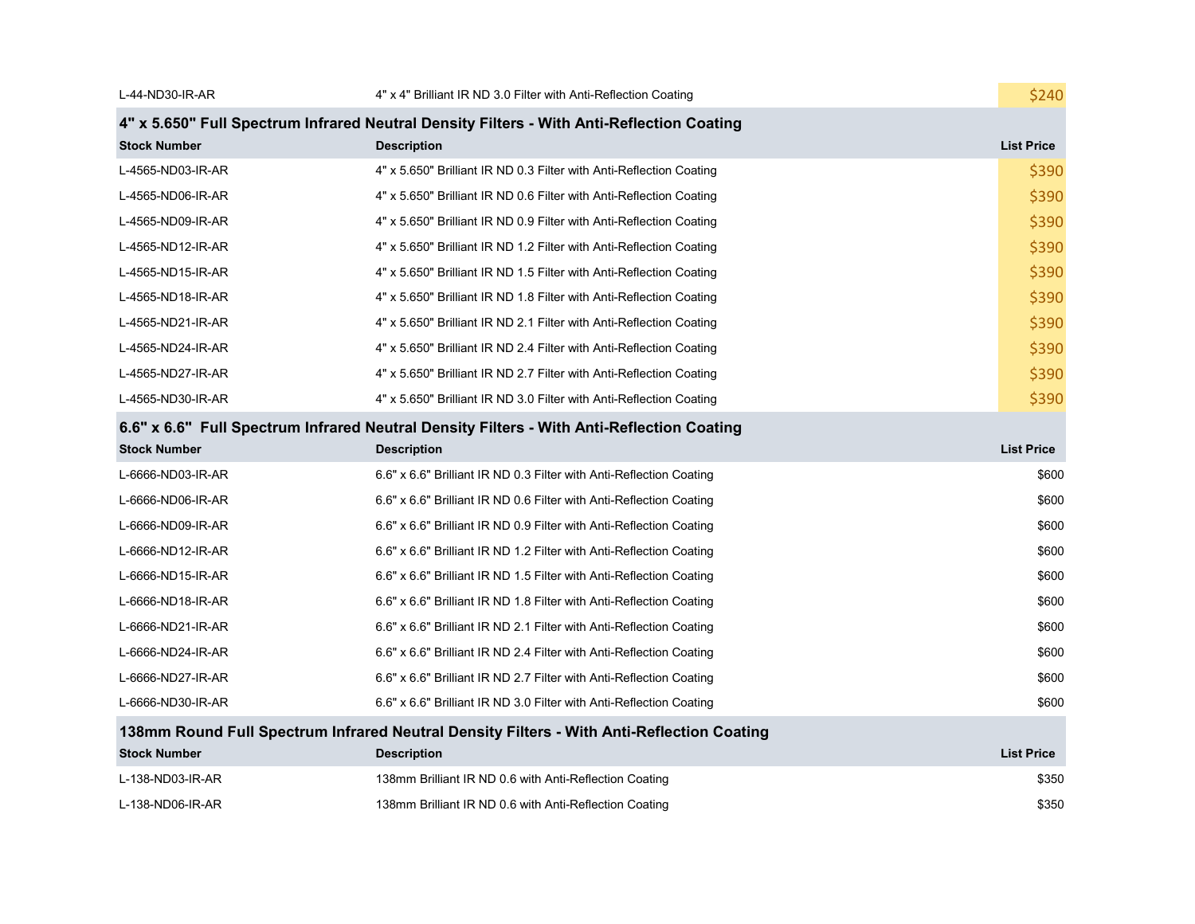| Stock Number | Description | List Price |
| --- | --- | --- |
| L-44-ND30-IR-AR | 4" x 4" Brilliant IR ND 3.0 Filter with Anti-Reflection Coating | $240 |

## 4" x 5.650" Full Spectrum Infrared Neutral Density Filters - With Anti-Reflection Coating

| Stock Number | Description | List Price |
| --- | --- | --- |
| L-4565-ND03-IR-AR | 4" x 5.650" Brilliant IR ND 0.3 Filter with Anti-Reflection Coating | $390 |
| L-4565-ND06-IR-AR | 4" x 5.650" Brilliant IR ND 0.6 Filter with Anti-Reflection Coating | $390 |
| L-4565-ND09-IR-AR | 4" x 5.650" Brilliant IR ND 0.9 Filter with Anti-Reflection Coating | $390 |
| L-4565-ND12-IR-AR | 4" x 5.650" Brilliant IR ND 1.2 Filter with Anti-Reflection Coating | $390 |
| L-4565-ND15-IR-AR | 4" x 5.650" Brilliant IR ND 1.5 Filter with Anti-Reflection Coating | $390 |
| L-4565-ND18-IR-AR | 4" x 5.650" Brilliant IR ND 1.8 Filter with Anti-Reflection Coating | $390 |
| L-4565-ND21-IR-AR | 4" x 5.650" Brilliant IR ND 2.1 Filter with Anti-Reflection Coating | $390 |
| L-4565-ND24-IR-AR | 4" x 5.650" Brilliant IR ND 2.4 Filter with Anti-Reflection Coating | $390 |
| L-4565-ND27-IR-AR | 4" x 5.650" Brilliant IR ND 2.7 Filter with Anti-Reflection Coating | $390 |
| L-4565-ND30-IR-AR | 4" x 5.650" Brilliant IR ND 3.0 Filter with Anti-Reflection Coating | $390 |

## 6.6" x 6.6" Full Spectrum Infrared Neutral Density Filters - With Anti-Reflection Coating

| Stock Number | Description | List Price |
| --- | --- | --- |
| L-6666-ND03-IR-AR | 6.6" x 6.6" Brilliant IR ND 0.3 Filter with Anti-Reflection Coating | $600 |
| L-6666-ND06-IR-AR | 6.6" x 6.6" Brilliant IR ND 0.6 Filter with Anti-Reflection Coating | $600 |
| L-6666-ND09-IR-AR | 6.6" x 6.6" Brilliant IR ND 0.9 Filter with Anti-Reflection Coating | $600 |
| L-6666-ND12-IR-AR | 6.6" x 6.6" Brilliant IR ND 1.2 Filter with Anti-Reflection Coating | $600 |
| L-6666-ND15-IR-AR | 6.6" x 6.6" Brilliant IR ND 1.5 Filter with Anti-Reflection Coating | $600 |
| L-6666-ND18-IR-AR | 6.6" x 6.6" Brilliant IR ND 1.8 Filter with Anti-Reflection Coating | $600 |
| L-6666-ND21-IR-AR | 6.6" x 6.6" Brilliant IR ND 2.1 Filter with Anti-Reflection Coating | $600 |
| L-6666-ND24-IR-AR | 6.6" x 6.6" Brilliant IR ND 2.4 Filter with Anti-Reflection Coating | $600 |
| L-6666-ND27-IR-AR | 6.6" x 6.6" Brilliant IR ND 2.7 Filter with Anti-Reflection Coating | $600 |
| L-6666-ND30-IR-AR | 6.6" x 6.6" Brilliant IR ND 3.0 Filter with Anti-Reflection Coating | $600 |

## 138mm Round Full Spectrum Infrared Neutral Density Filters - With Anti-Reflection Coating

| Stock Number | Description | List Price |
| --- | --- | --- |
| L-138-ND03-IR-AR | 138mm Brilliant IR ND 0.6 with Anti-Reflection Coating | $350 |
| L-138-ND06-IR-AR | 138mm Brilliant IR ND 0.6 with Anti-Reflection Coating | $350 |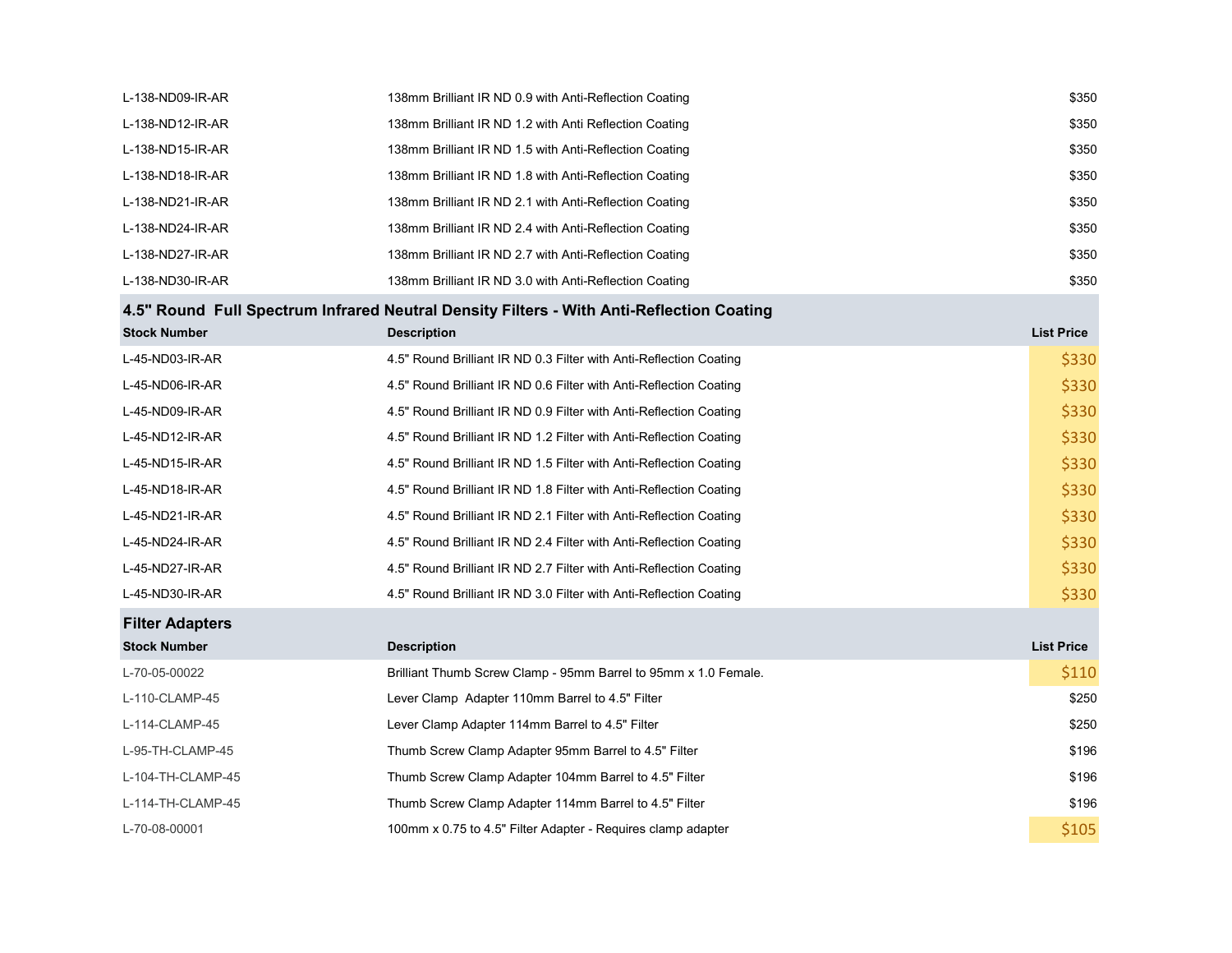| | | |
|---|---|---|
| L-138-ND09-IR-AR | 138mm Brilliant IR ND 0.9 with Anti-Reflection Coating | $350 |
| L-138-ND12-IR-AR | 138mm Brilliant IR ND 1.2 with Anti Reflection Coating | $350 |
| L-138-ND15-IR-AR | 138mm Brilliant IR ND 1.5 with Anti-Reflection Coating | $350 |
| L-138-ND18-IR-AR | 138mm Brilliant IR ND 1.8 with Anti-Reflection Coating | $350 |
| L-138-ND21-IR-AR | 138mm Brilliant IR ND 2.1 with Anti-Reflection Coating | $350 |
| L-138-ND24-IR-AR | 138mm Brilliant IR ND 2.4 with Anti-Reflection Coating | $350 |
| L-138-ND27-IR-AR | 138mm Brilliant IR ND 2.7 with Anti-Reflection Coating | $350 |
| L-138-ND30-IR-AR | 138mm Brilliant IR ND 3.0 with Anti-Reflection Coating | $350 |

## 4.5" Round Full Spectrum Infrared Neutral Density Filters - With Anti-Reflection Coating

| Stock Number | Description | List Price |
|---|---|---|
| L-45-ND03-IR-AR | 4.5" Round Brilliant IR ND 0.3 Filter with Anti-Reflection Coating | $330 |
| L-45-ND06-IR-AR | 4.5" Round Brilliant IR ND 0.6 Filter with Anti-Reflection Coating | $330 |
| L-45-ND09-IR-AR | 4.5" Round Brilliant IR ND 0.9 Filter with Anti-Reflection Coating | $330 |
| L-45-ND12-IR-AR | 4.5" Round Brilliant IR ND 1.2 Filter with Anti-Reflection Coating | $330 |
| L-45-ND15-IR-AR | 4.5" Round Brilliant IR ND 1.5 Filter with Anti-Reflection Coating | $330 |
| L-45-ND18-IR-AR | 4.5" Round Brilliant IR ND 1.8 Filter with Anti-Reflection Coating | $330 |
| L-45-ND21-IR-AR | 4.5" Round Brilliant IR ND 2.1 Filter with Anti-Reflection Coating | $330 |
| L-45-ND24-IR-AR | 4.5" Round Brilliant IR ND 2.4 Filter with Anti-Reflection Coating | $330 |
| L-45-ND27-IR-AR | 4.5" Round Brilliant IR ND 2.7 Filter with Anti-Reflection Coating | $330 |
| L-45-ND30-IR-AR | 4.5" Round Brilliant IR ND 3.0 Filter with Anti-Reflection Coating | $330 |

## Filter Adapters

| Stock Number | Description | List Price |
|---|---|---|
| L-70-05-00022 | Brilliant Thumb Screw Clamp - 95mm Barrel to 95mm x 1.0 Female. | $110 |
| L-110-CLAMP-45 | Lever Clamp Adapter 110mm Barrel to 4.5" Filter | $250 |
| L-114-CLAMP-45 | Lever Clamp Adapter 114mm Barrel to 4.5" Filter | $250 |
| L-95-TH-CLAMP-45 | Thumb Screw Clamp Adapter 95mm Barrel to 4.5" Filter | $196 |
| L-104-TH-CLAMP-45 | Thumb Screw Clamp Adapter 104mm Barrel to 4.5" Filter | $196 |
| L-114-TH-CLAMP-45 | Thumb Screw Clamp Adapter 114mm Barrel to 4.5" Filter | $196 |
| L-70-08-00001 | 100mm x 0.75 to 4.5" Filter Adapter - Requires clamp adapter | $105 |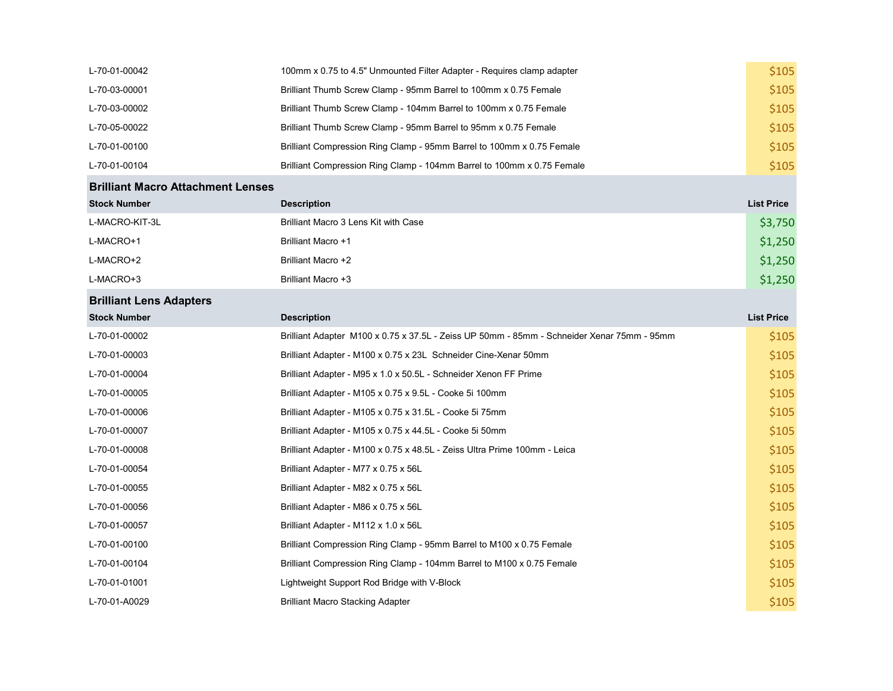| | | |
|---|---|---|
| L-70-01-00042 | 100mm x 0.75 to 4.5" Unmounted Filter Adapter - Requires clamp adapter | $105 |
| L-70-03-00001 | Brilliant Thumb Screw Clamp - 95mm Barrel to 100mm x 0.75 Female | $105 |
| L-70-03-00002 | Brilliant Thumb Screw Clamp - 104mm Barrel to 100mm x 0.75 Female | $105 |
| L-70-05-00022 | Brilliant Thumb Screw Clamp - 95mm Barrel to 95mm x 0.75 Female | $105 |
| L-70-01-00100 | Brilliant Compression Ring Clamp - 95mm Barrel to 100mm x 0.75 Female | $105 |
| L-70-01-00104 | Brilliant Compression Ring Clamp - 104mm Barrel to 100mm x 0.75 Female | $105 |

## Brilliant Macro Attachment Lenses

| Stock Number | Description | List Price |
|---|---|---|
| L-MACRO-KIT-3L | Brilliant Macro 3 Lens Kit with Case | $3,750 |
| L-MACRO+1 | Brilliant Macro +1 | $1,250 |
| L-MACRO+2 | Brilliant Macro +2 | $1,250 |
| L-MACRO+3 | Brilliant Macro +3 | $1,250 |

## Brilliant Lens Adapters

| Stock Number | Description | List Price |
|---|---|---|
| L-70-01-00002 | Brilliant Adapter  M100 x 0.75 x 37.5L - Zeiss UP 50mm - 85mm - Schneider Xenar 75mm - 95mm | $105 |
| L-70-01-00003 | Brilliant Adapter - M100 x 0.75 x 23L  Schneider Cine-Xenar 50mm | $105 |
| L-70-01-00004 | Brilliant Adapter - M95 x 1.0 x 50.5L - Schneider Xenon FF Prime | $105 |
| L-70-01-00005 | Brilliant Adapter - M105 x 0.75 x 9.5L - Cooke 5i 100mm | $105 |
| L-70-01-00006 | Brilliant Adapter - M105 x 0.75 x 31.5L - Cooke 5i 75mm | $105 |
| L-70-01-00007 | Brilliant Adapter - M105 x 0.75 x 44.5L - Cooke 5i 50mm | $105 |
| L-70-01-00008 | Brilliant Adapter - M100 x 0.75 x 48.5L - Zeiss Ultra Prime 100mm - Leica | $105 |
| L-70-01-00054 | Brilliant Adapter - M77 x 0.75 x 56L | $105 |
| L-70-01-00055 | Brilliant Adapter - M82 x 0.75 x 56L | $105 |
| L-70-01-00056 | Brilliant Adapter - M86 x 0.75 x 56L | $105 |
| L-70-01-00057 | Brilliant Adapter - M112 x 1.0 x 56L | $105 |
| L-70-01-00100 | Brilliant Compression Ring Clamp - 95mm Barrel to M100 x 0.75 Female | $105 |
| L-70-01-00104 | Brilliant Compression Ring Clamp - 104mm Barrel to M100 x 0.75 Female | $105 |
| L-70-01-01001 | Lightweight Support Rod Bridge with V-Block | $105 |
| L-70-01-A0029 | Brilliant Macro Stacking Adapter | $105 |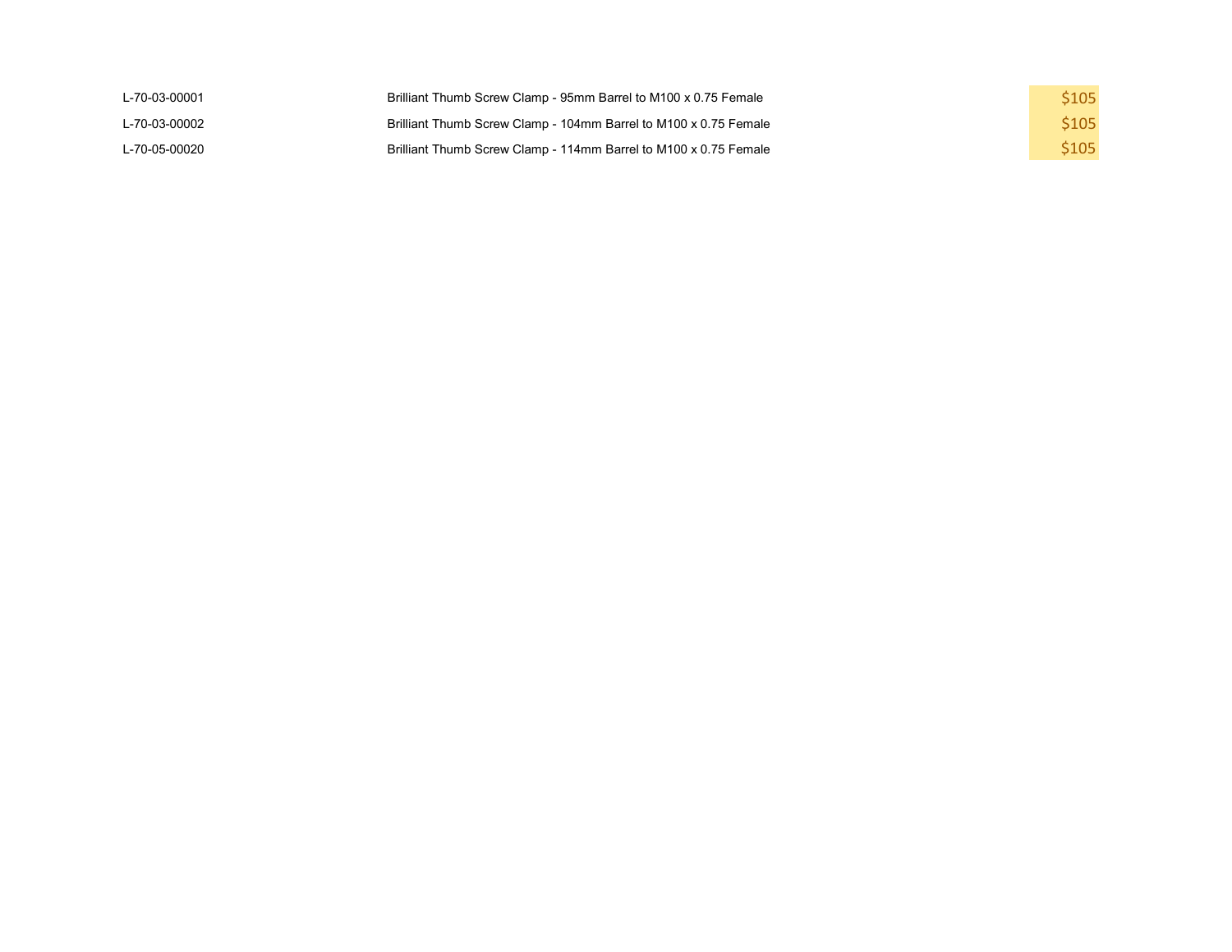| | | |
|---|---|---|
| L-70-03-00001 | Brilliant Thumb Screw Clamp - 95mm Barrel to M100 x 0.75 Female | $105 |
| L-70-03-00002 | Brilliant Thumb Screw Clamp - 104mm Barrel to M100 x 0.75 Female | $105 |
| L-70-05-00020 | Brilliant Thumb Screw Clamp - 114mm Barrel to M100 x 0.75 Female | $105 |